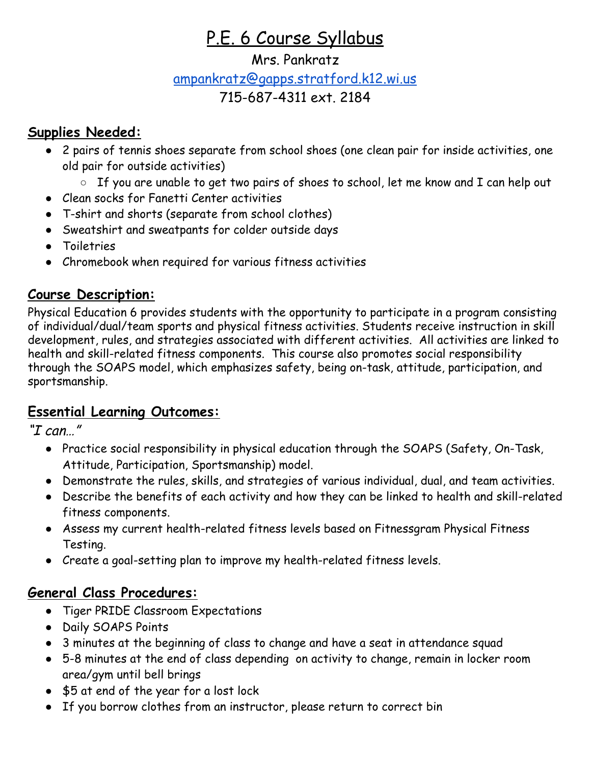# P.E. 6 Course Syllabus

Mrs. Pankratz

ampankratz@gapps.stratford.k12.wi.us

715-687-4311 ext. 2184

## Supplies Needed:

- 2 pairs of tennis shoes separate from school shoes (one clean pair for inside activities, one old pair for outside activities)
  - If you are unable to get two pairs of shoes to school, let me know and I can help out
- Clean socks for Fanetti Center activities
- T-shirt and shorts (separate from school clothes)
- Sweatshirt and sweatpants for colder outside days
- Toiletries
- Chromebook when required for various fitness activities

## Course Description:

Physical Education 6 provides students with the opportunity to participate in a program consisting of individual/dual/team sports and physical fitness activities. Students receive instruction in skill development, rules, and strategies associated with different activities. All activities are linked to health and skill-related fitness components. This course also promotes social responsibility through the SOAPS model, which emphasizes safety, being on-task, attitude, participation, and sportsmanship.

## Essential Learning Outcomes:

*"I can…"*

- Practice social responsibility in physical education through the SOAPS (Safety, On-Task, Attitude, Participation, Sportsmanship) model.
- Demonstrate the rules, skills, and strategies of various individual, dual, and team activities.
- Describe the benefits of each activity and how they can be linked to health and skill-related fitness components.
- Assess my current health-related fitness levels based on Fitnessgram Physical Fitness Testing.
- Create a goal-setting plan to improve my health-related fitness levels.

## General Class Procedures:

- Tiger PRIDE Classroom Expectations
- Daily SOAPS Points
- 3 minutes at the beginning of class to change and have a seat in attendance squad
- 5-8 minutes at the end of class depending on activity to change, remain in locker room area/gym until bell brings
- $5 at end of the year for a lost lock
- If you borrow clothes from an instructor, please return to correct bin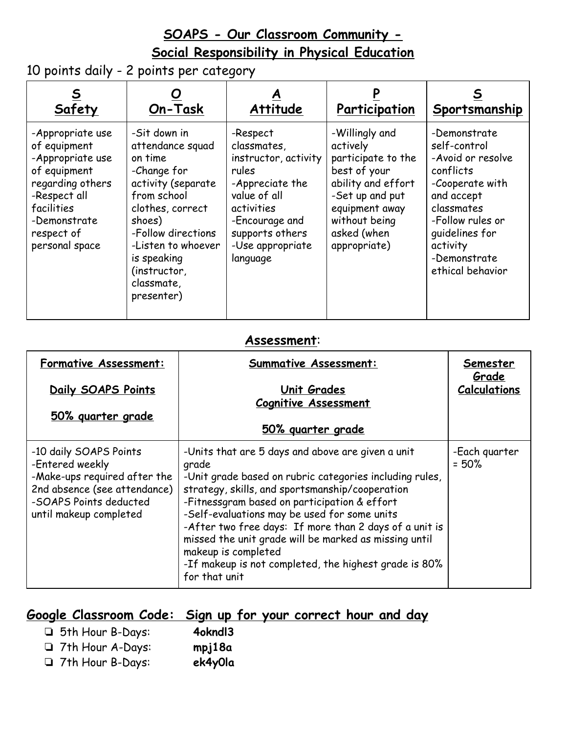# SOAPS - Our Classroom Community - Social Responsibility in Physical Education

10 points daily - 2 points per category

| **S**<br>**Safety** | **O**<br>**On-Task** | **A**<br>**Attitude** | **P**<br>**Participation** | **S**<br>**Sportsmanship** |
|---|---|---|---|---|
| -Appropriate use of equipment<br>-Appropriate use of equipment regarding others<br>-Respect all facilities<br>-Demonstrate respect of personal space | -Sit down in attendance squad on time<br>-Change for activity (separate from school clothes, correct shoes)<br>-Follow directions<br>-Listen to whoever is speaking (instructor, classmate, presenter) | -Respect classmates, instructor, activity rules<br>-Appreciate the value of all activities<br>-Encourage and supports others<br>-Use appropriate language | -Willingly and actively participate to the best of your ability and effort<br>-Set up and put equipment away without being asked (when appropriate) | -Demonstrate self-control<br>-Avoid or resolve conflicts<br>-Cooperate with and accept classmates<br>-Follow rules or guidelines for activity<br>-Demonstrate ethical behavior |

## Assessment:

| **Formative Assessment:**<br><br>**Daily SOAPS Points**<br><br>**50% quarter grade** | **Summative Assessment:**<br><br>**Unit Grades**<br>**Cognitive Assessment**<br><br>**50% quarter grade** | **Semester Grade Calculations** |
|---|---|---|
| -10 daily SOAPS Points<br>-Entered weekly<br>-Make-ups required after the 2nd absence (see attendance)<br>-SOAPS Points deducted until makeup completed | -Units that are 5 days and above are given a unit grade<br>-Unit grade based on rubric categories including rules, strategy, skills, and sportsmanship/cooperation<br>-Fitnessgram based on participation & effort<br>-Self-evaluations may be used for some units<br>-After two free days: If more than 2 days of a unit is missed the unit grade will be marked as missing until makeup is completed<br>-If makeup is not completed, the highest grade is 80% for that unit | -Each quarter = 50% |

## Google Classroom Code: Sign up for your correct hour and day

- ❏ 5th Hour B-Days: **4okndl3**
- ❏ 7th Hour A-Days: **mpj18a**
- ❏ 7th Hour B-Days: **ek4y0la**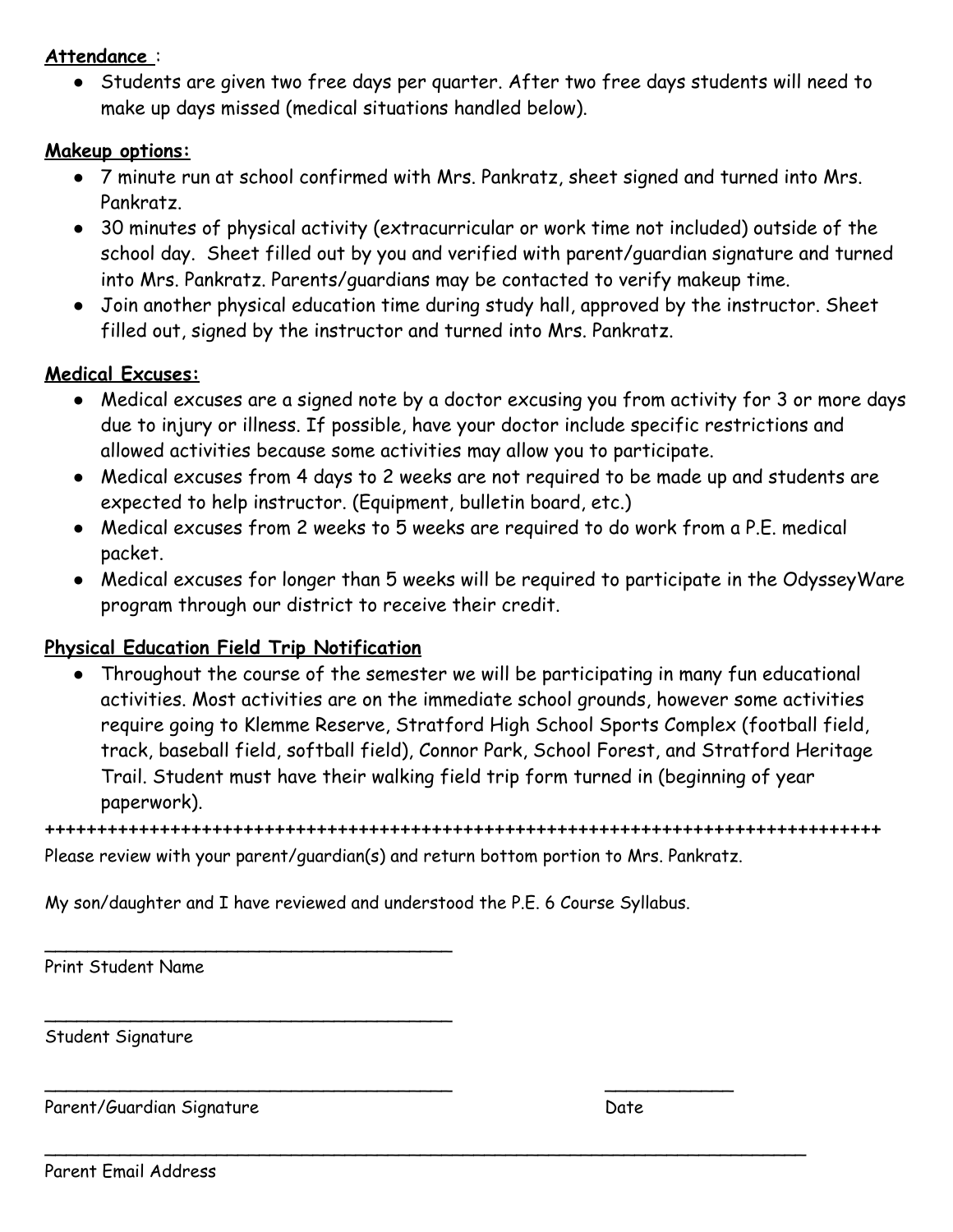**Attendance** :

- Students are given two free days per quarter. After two free days students will need to make up days missed (medical situations handled below).

**Makeup options:**

- 7 minute run at school confirmed with Mrs. Pankratz, sheet signed and turned into Mrs. Pankratz.
- 30 minutes of physical activity (extracurricular or work time not included) outside of the school day. Sheet filled out by you and verified with parent/guardian signature and turned into Mrs. Pankratz. Parents/guardians may be contacted to verify makeup time.
- Join another physical education time during study hall, approved by the instructor. Sheet filled out, signed by the instructor and turned into Mrs. Pankratz.

**Medical Excuses:**

- Medical excuses are a signed note by a doctor excusing you from activity for 3 or more days due to injury or illness. If possible, have your doctor include specific restrictions and allowed activities because some activities may allow you to participate.
- Medical excuses from 4 days to 2 weeks are not required to be made up and students are expected to help instructor. (Equipment, bulletin board, etc.)
- Medical excuses from 2 weeks to 5 weeks are required to do work from a P.E. medical packet.
- Medical excuses for longer than 5 weeks will be required to participate in the OdysseyWare program through our district to receive their credit.

**Physical Education Field Trip Notification**

- Throughout the course of the semester we will be participating in many fun educational activities. Most activities are on the immediate school grounds, however some activities require going to Klemme Reserve, Stratford High School Sports Complex (football field, track, baseball field, softball field), Connor Park, School Forest, and Stratford Heritage Trail. Student must have their walking field trip form turned in (beginning of year paperwork).

++++++++++++++++++++++++++++++++++++++++++++++++++++++++++++++++++++++++++++++++

Please review with your parent/guardian(s) and return bottom portion to Mrs. Pankratz.

My son/daughter and I have reviewed and understood the P.E. 6 Course Syllabus.

\_\_\_\_\_\_\_\_\_\_\_\_\_\_\_\_\_\_\_\_\_\_\_\_\_\_\_\_\_\_\_\_\_\_\_\_\_\_\_\_

Print Student Name

\_\_\_\_\_\_\_\_\_\_\_\_\_\_\_\_\_\_\_\_\_\_\_\_\_\_\_\_\_\_\_\_\_\_\_\_\_\_\_\_

Student Signature

\_\_\_\_\_\_\_\_\_\_\_\_\_\_\_\_\_\_\_\_\_\_\_\_\_\_\_\_\_\_\_\_\_\_\_\_\_\_\_\_ \_\_\_\_\_\_\_\_\_\_\_\_\_

Parent/Guardian Signature Date

\_\_\_\_\_\_\_\_\_\_\_\_\_\_\_\_\_\_\_\_\_\_\_\_\_\_\_\_\_\_\_\_\_\_\_\_\_\_\_\_\_\_\_\_\_\_\_\_\_\_\_\_\_\_\_\_\_\_\_\_\_\_\_\_\_\_\_\_\_\_\_\_\_\_

Parent Email Address